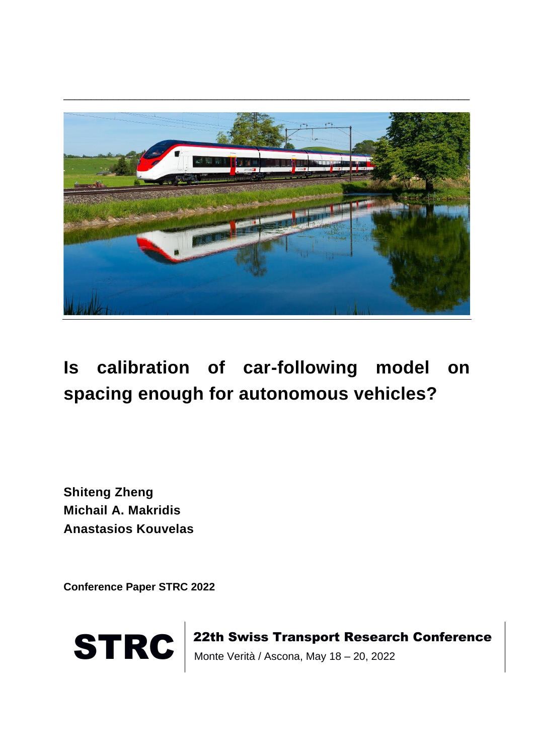# Is calibration of car-following model on spacing enough for autonomous vehicles?

**Shiteng Zheng**
**Michail A. Makridis**
**Anastasios Kouvelas**

**Conference Paper STRC 2022**

**STRC** | **22th Swiss Transport Research Conference**
Monte Verità / Ascona, May 18 – 20, 2022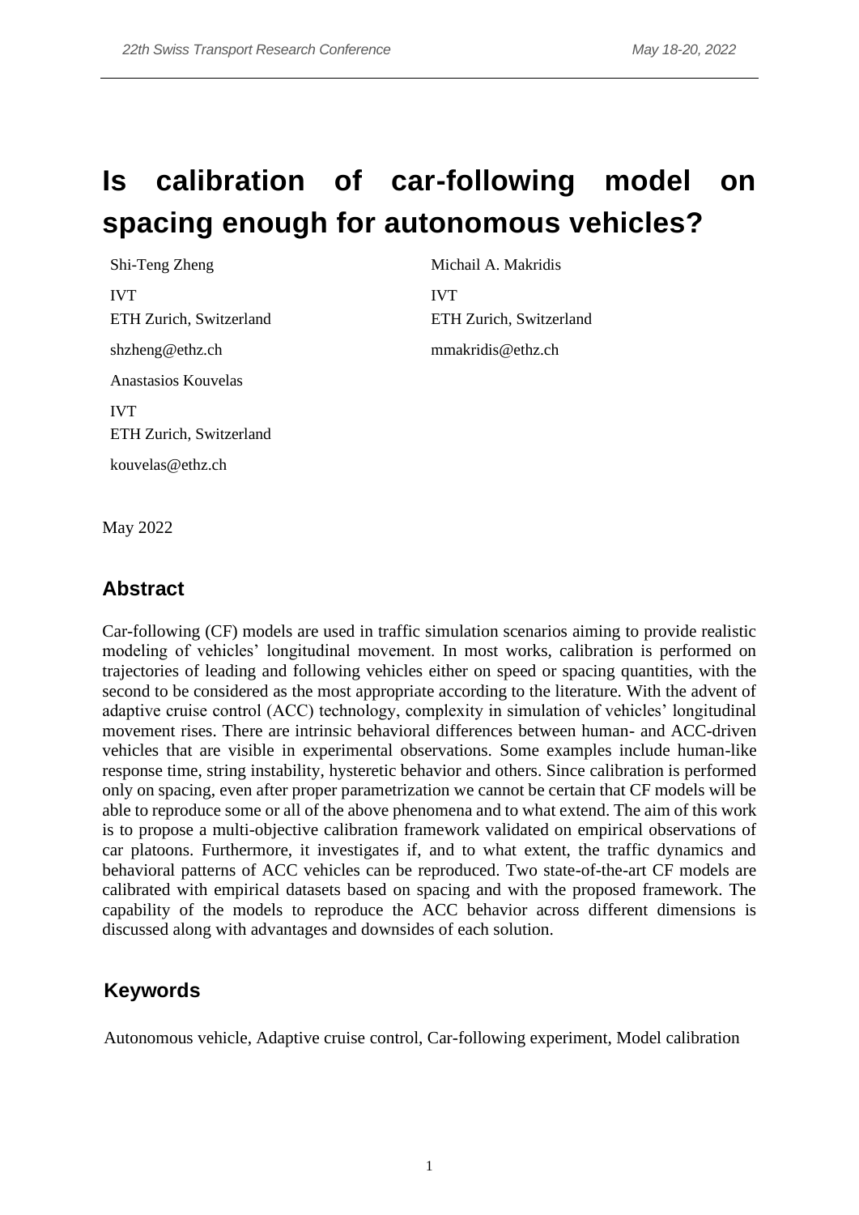# Is calibration of car-following model on spacing enough for autonomous vehicles?

Shi-Teng Zheng

IVT

ETH Zurich, Switzerland

shzheng@ethz.ch

Michail A. Makridis

IVT

ETH Zurich, Switzerland

mmakridis@ethz.ch

Anastasios Kouvelas

IVT

ETH Zurich, Switzerland

kouvelas@ethz.ch

May 2022

## Abstract

Car-following (CF) models are used in traffic simulation scenarios aiming to provide realistic modeling of vehicles' longitudinal movement. In most works, calibration is performed on trajectories of leading and following vehicles either on speed or spacing quantities, with the second to be considered as the most appropriate according to the literature. With the advent of adaptive cruise control (ACC) technology, complexity in simulation of vehicles' longitudinal movement rises. There are intrinsic behavioral differences between human- and ACC-driven vehicles that are visible in experimental observations. Some examples include human-like response time, string instability, hysteretic behavior and others. Since calibration is performed only on spacing, even after proper parametrization we cannot be certain that CF models will be able to reproduce some or all of the above phenomena and to what extend. The aim of this work is to propose a multi-objective calibration framework validated on empirical observations of car platoons. Furthermore, it investigates if, and to what extent, the traffic dynamics and behavioral patterns of ACC vehicles can be reproduced. Two state-of-the-art CF models are calibrated with empirical datasets based on spacing and with the proposed framework. The capability of the models to reproduce the ACC behavior across different dimensions is discussed along with advantages and downsides of each solution.

## Keywords

Autonomous vehicle, Adaptive cruise control, Car-following experiment, Model calibration